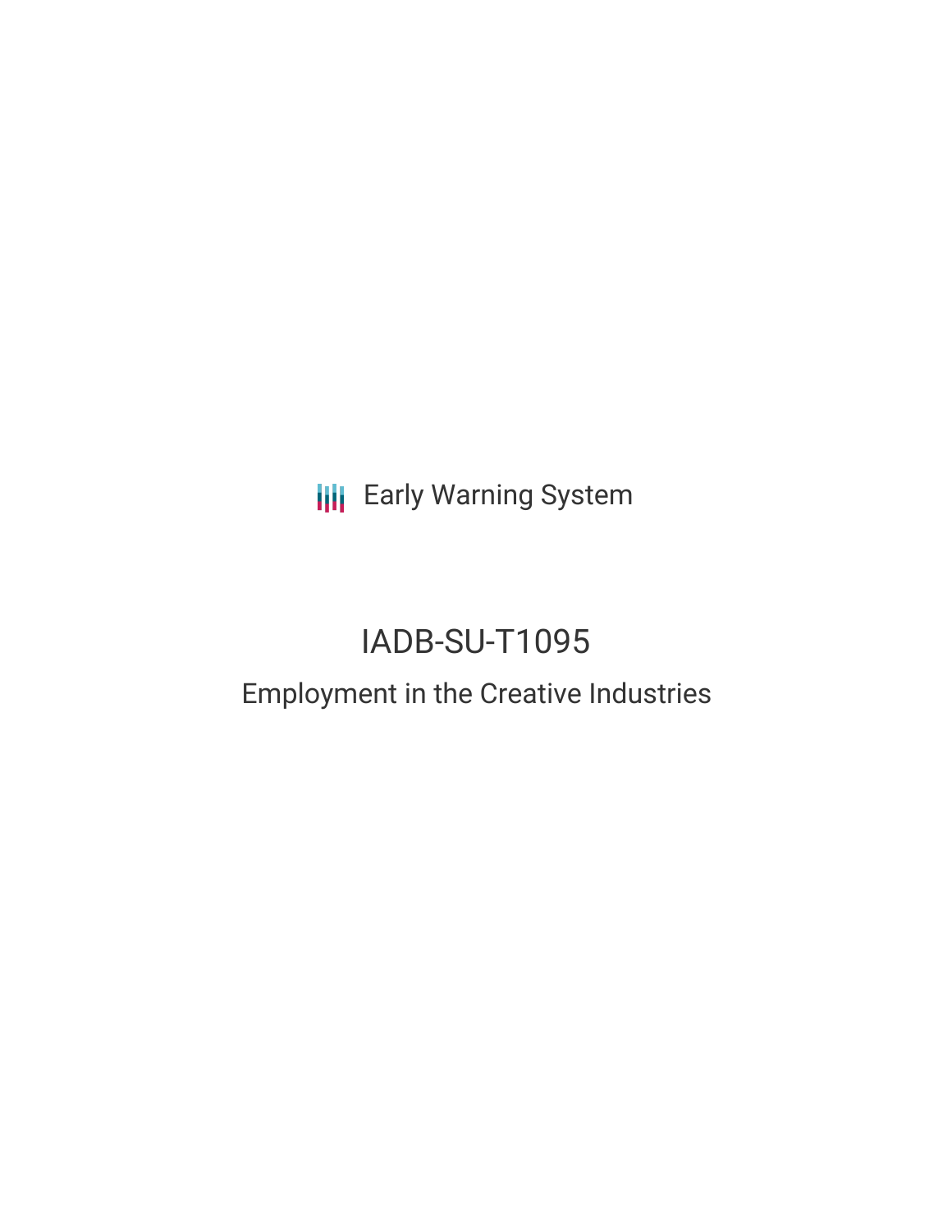Early Warning System

# IADB-SU-T1095

## Employment in the Creative Industries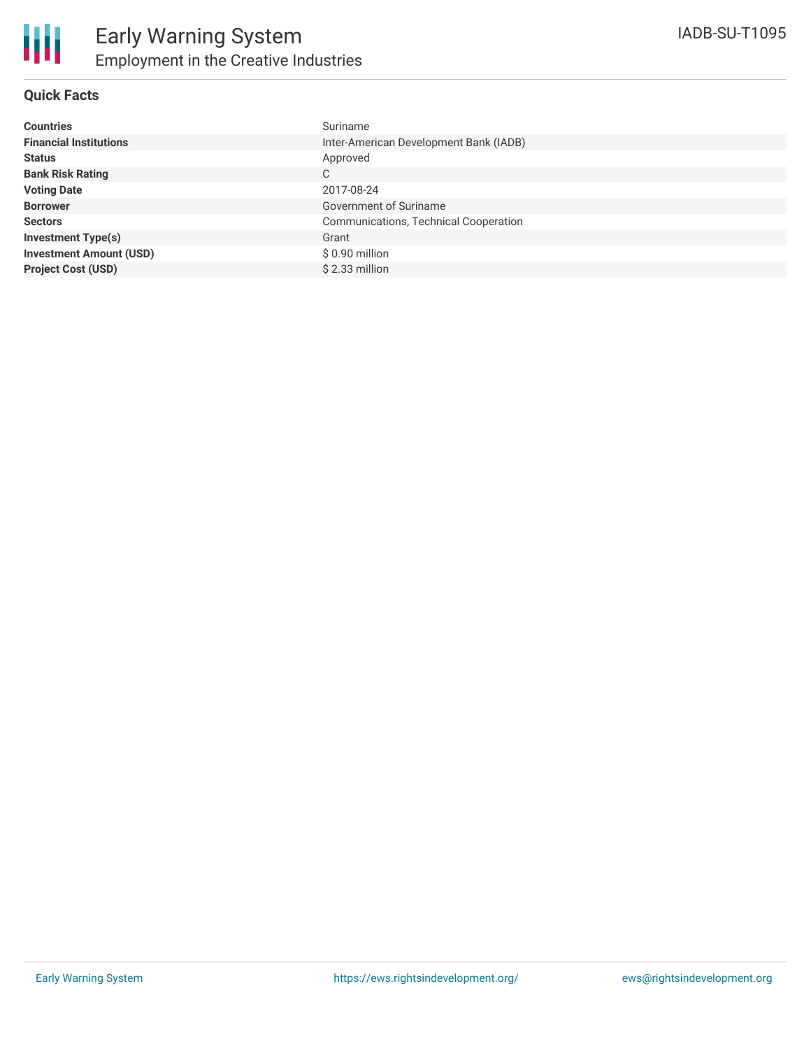# Early Warning System

## Employment in the Creative Industries

IADB-SU-T1095

### Quick Facts

| | |
|---|---|
| **Countries** | Suriname |
| **Financial Institutions** | Inter-American Development Bank (IADB) |
| **Status** | Approved |
| **Bank Risk Rating** | C |
| **Voting Date** | 2017-08-24 |
| **Borrower** | Government of Suriname |
| **Sectors** | Communications, Technical Cooperation |
| **Investment Type(s)** | Grant |
| **Investment Amount (USD)** | $ 0.90 million |
| **Project Cost (USD)** | $ 2.33 million |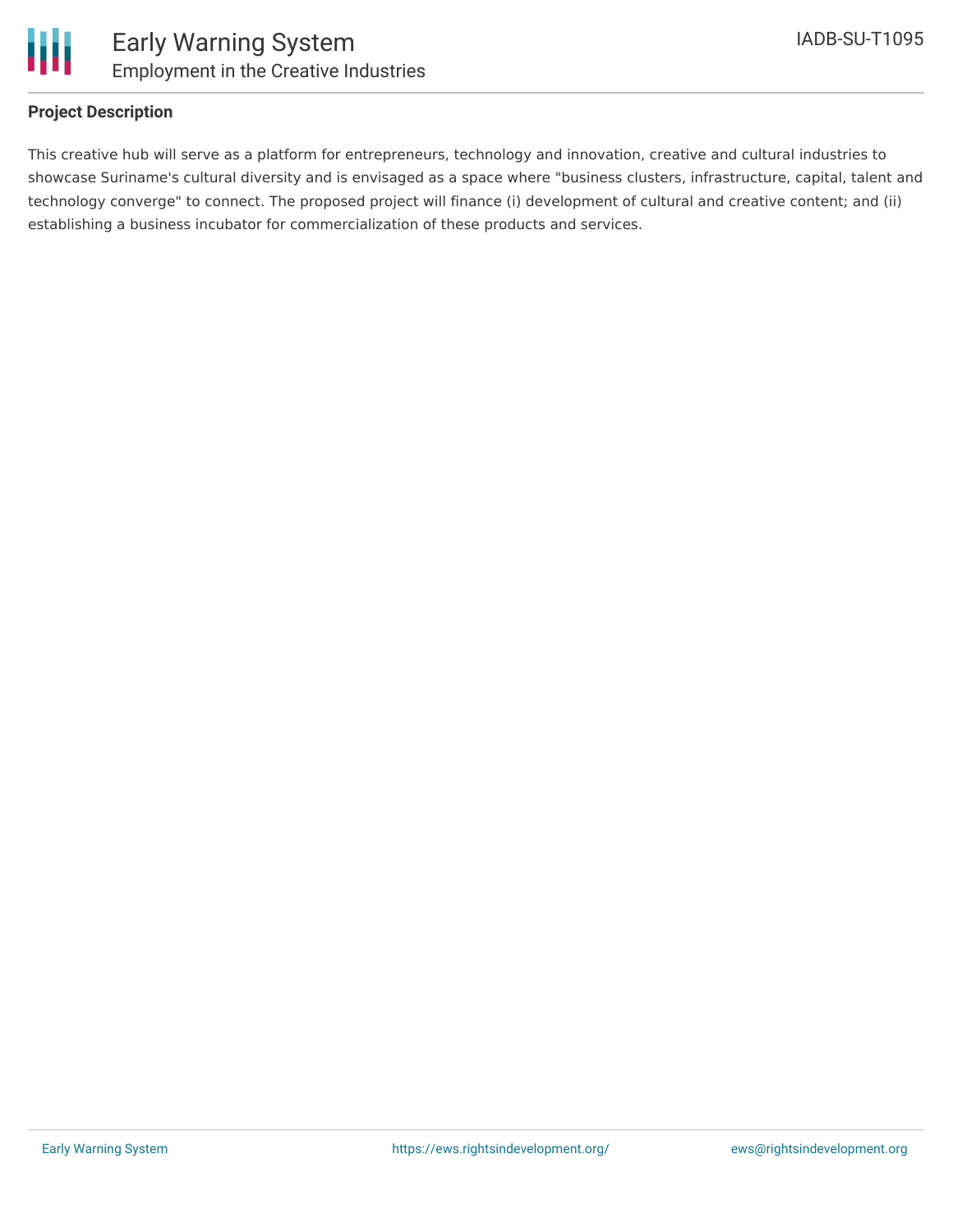## Project Description

This creative hub will serve as a platform for entrepreneurs, technology and innovation, creative and cultural industries to showcase Suriname's cultural diversity and is envisaged as a space where "business clusters, infrastructure, capital, talent and technology converge" to connect. The proposed project will finance (i) development of cultural and creative content; and (ii) establishing a business incubator for commercialization of these products and services.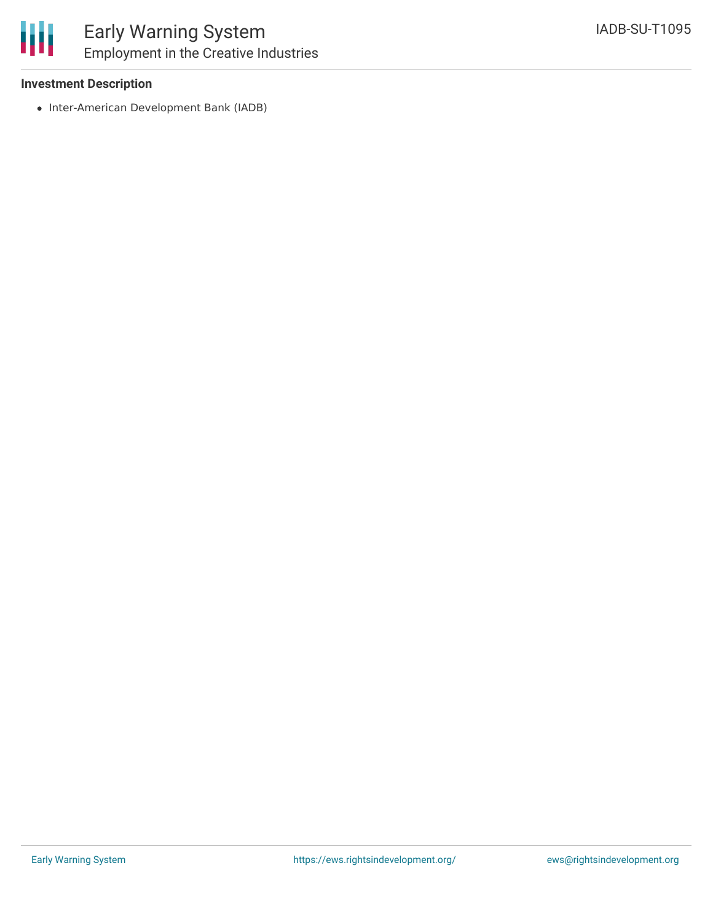**Investment Description**

- Inter-American Development Bank (IADB)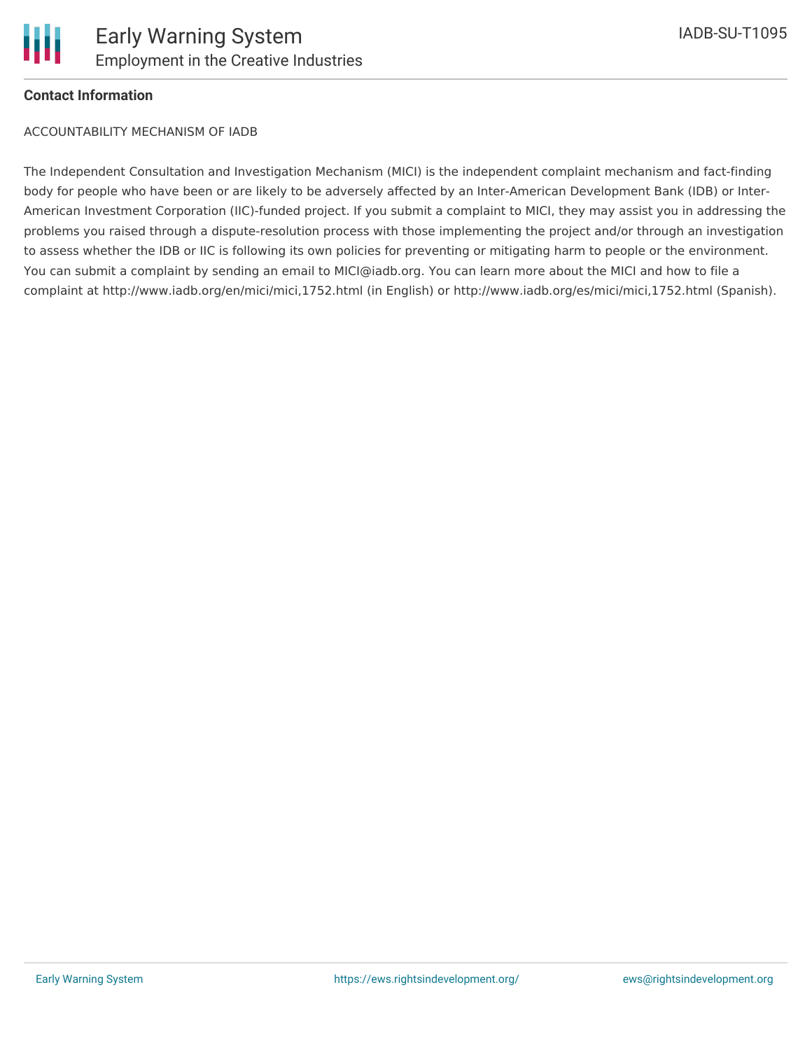**Contact Information**

ACCOUNTABILITY MECHANISM OF IADB

The Independent Consultation and Investigation Mechanism (MICI) is the independent complaint mechanism and fact-finding body for people who have been or are likely to be adversely affected by an Inter-American Development Bank (IDB) or Inter-American Investment Corporation (IIC)-funded project. If you submit a complaint to MICI, they may assist you in addressing the problems you raised through a dispute-resolution process with those implementing the project and/or through an investigation to assess whether the IDB or IIC is following its own policies for preventing or mitigating harm to people or the environment. You can submit a complaint by sending an email to MICI@iadb.org. You can learn more about the MICI and how to file a complaint at http://www.iadb.org/en/mici/mici,1752.html (in English) or http://www.iadb.org/es/mici/mici,1752.html (Spanish).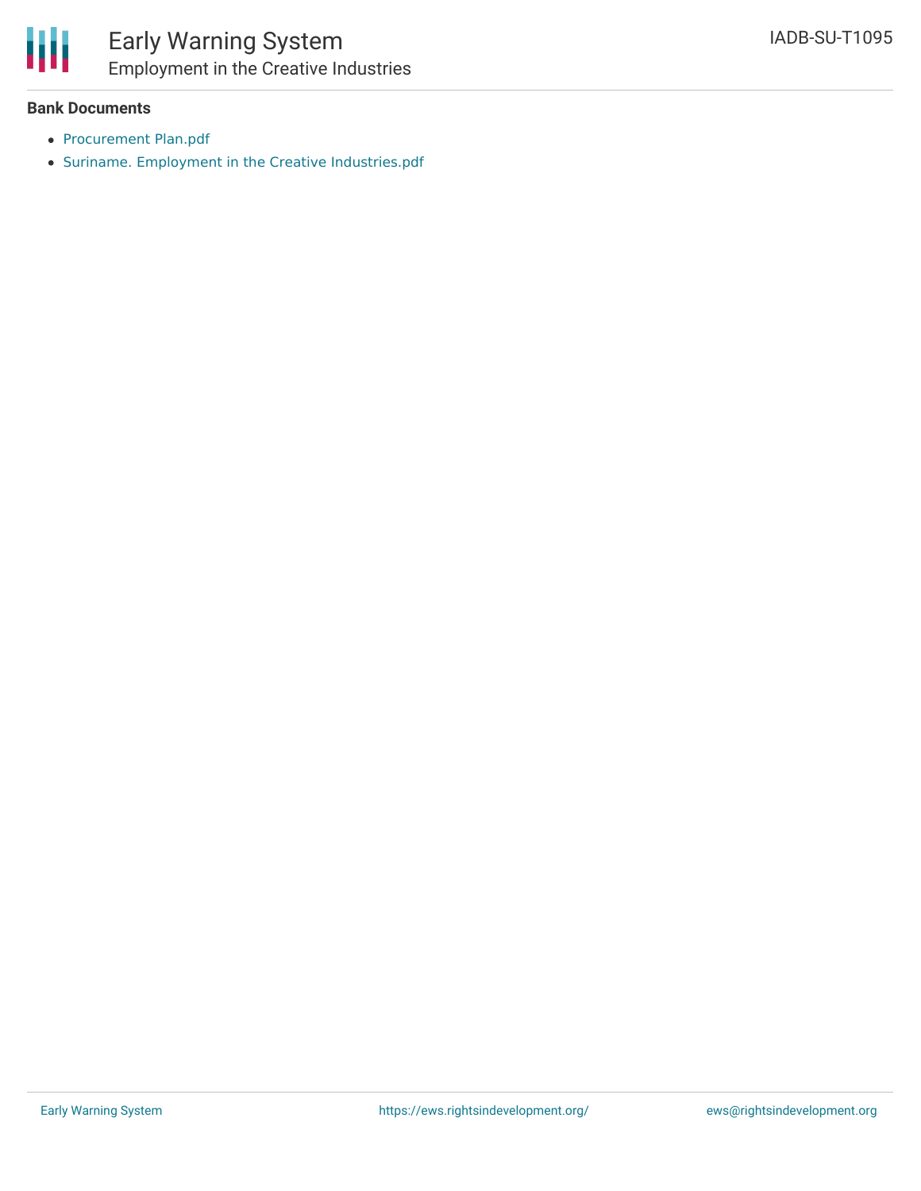**Bank Documents**

- Procurement Plan.pdf
- Suriname. Employment in the Creative Industries.pdf